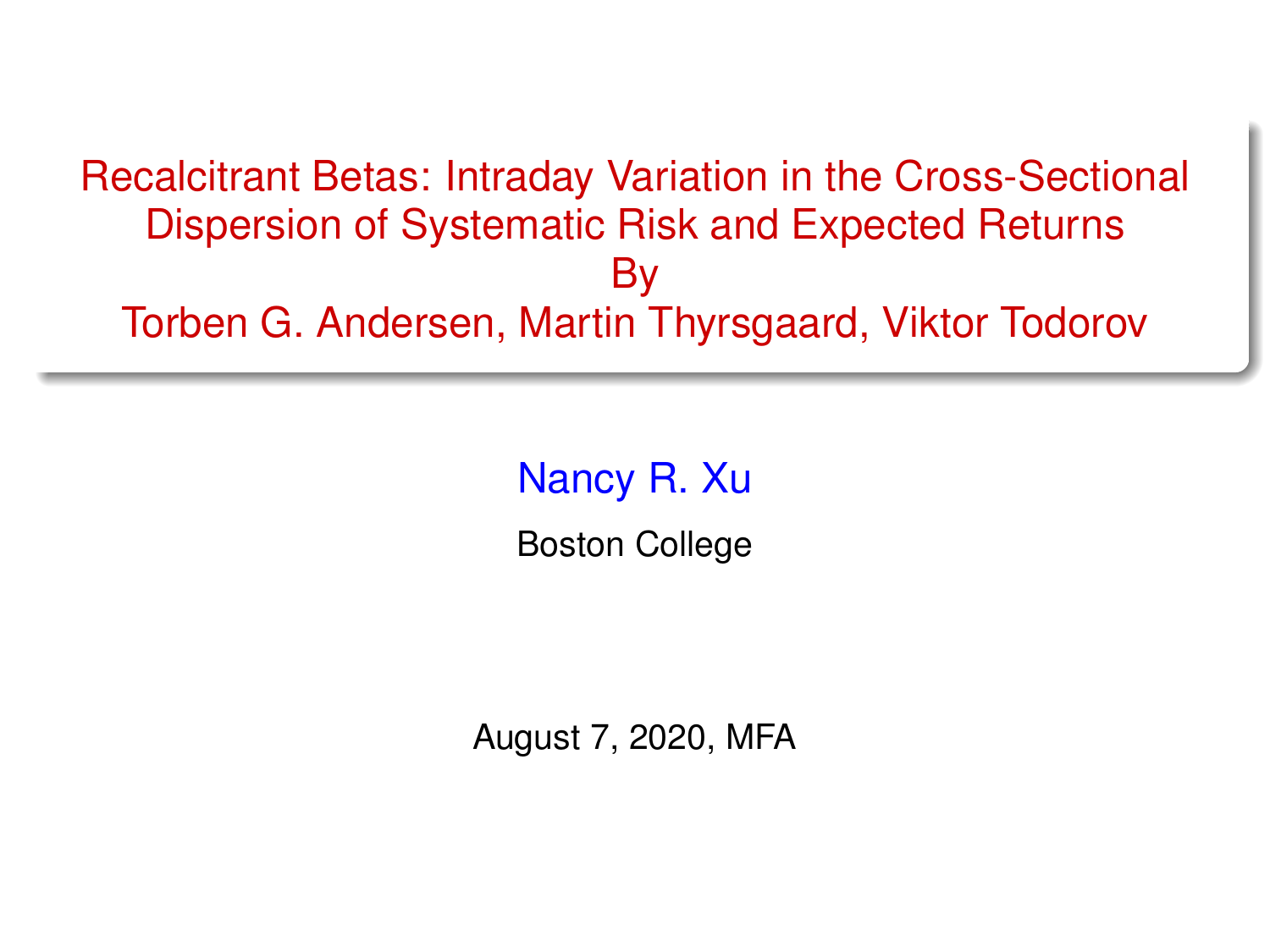# Recalcitrant Betas: Intraday Variation in the Cross-Sectional Dispersion of Systematic Risk and Expected Returns

By

Torben G. Andersen, Martin Thyrsgaard, Viktor Todorov

Nancy R. Xu

Boston College

August 7, 2020, MFA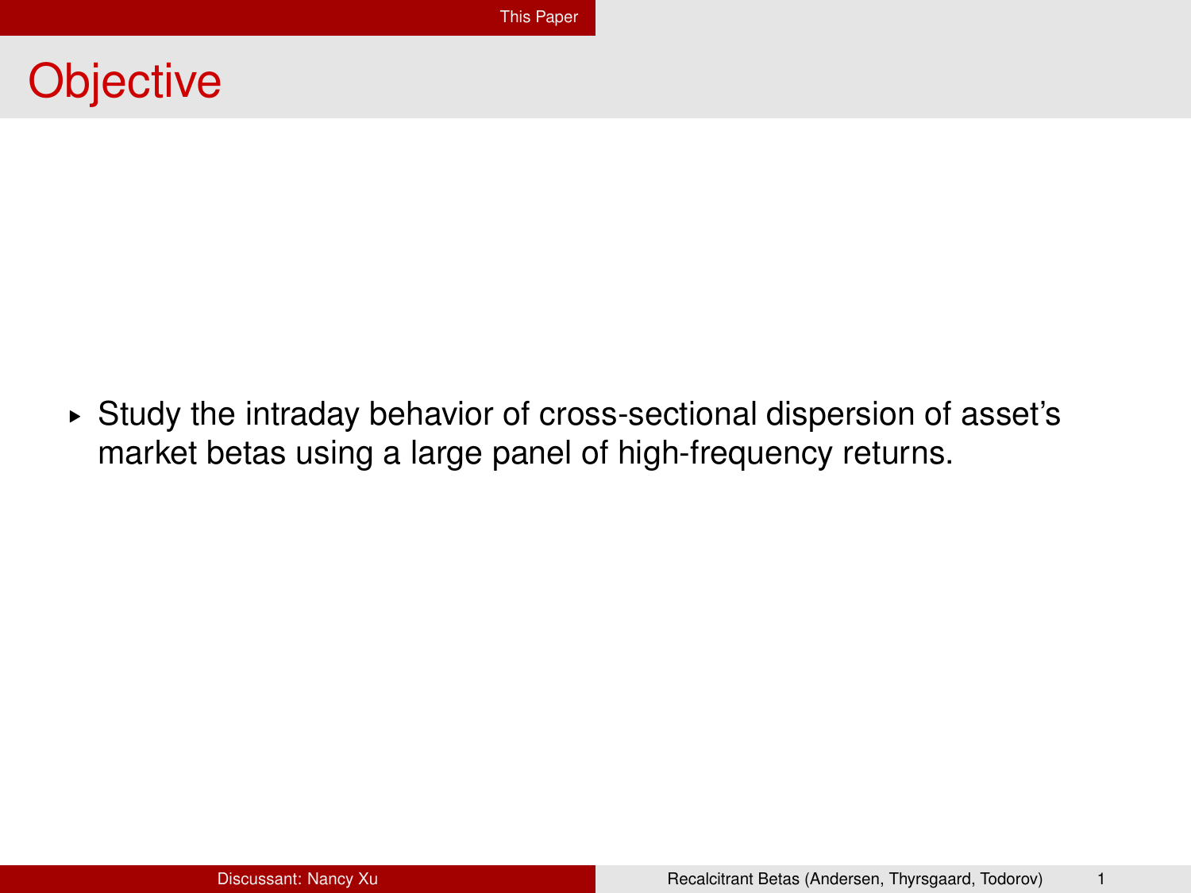# Objective

- Study the intraday behavior of cross-sectional dispersion of asset's market betas using a large panel of high-frequency returns.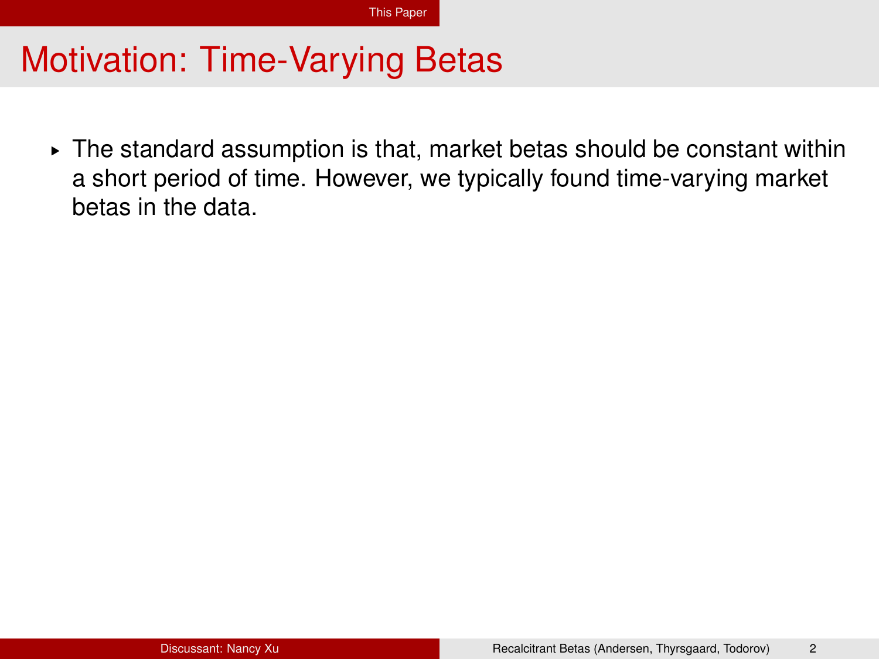# Motivation: Time-Varying Betas

- The standard assumption is that, market betas should be constant within a short period of time. However, we typically found time-varying market betas in the data.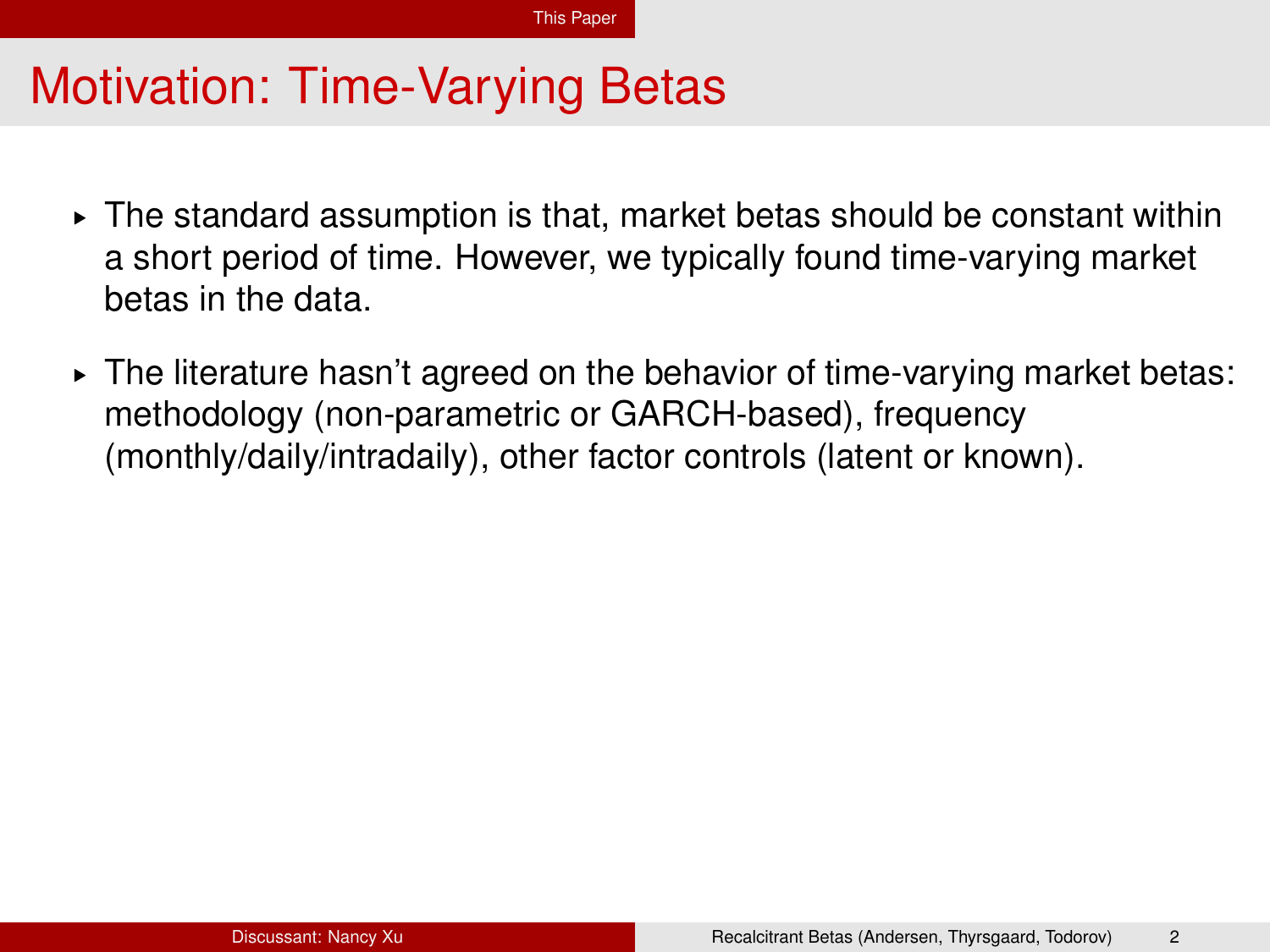# Motivation: Time-Varying Betas

- The standard assumption is that, market betas should be constant within a short period of time. However, we typically found time-varying market betas in the data.
- The literature hasn't agreed on the behavior of time-varying market betas: methodology (non-parametric or GARCH-based), frequency (monthly/daily/intradaily), other factor controls (latent or known).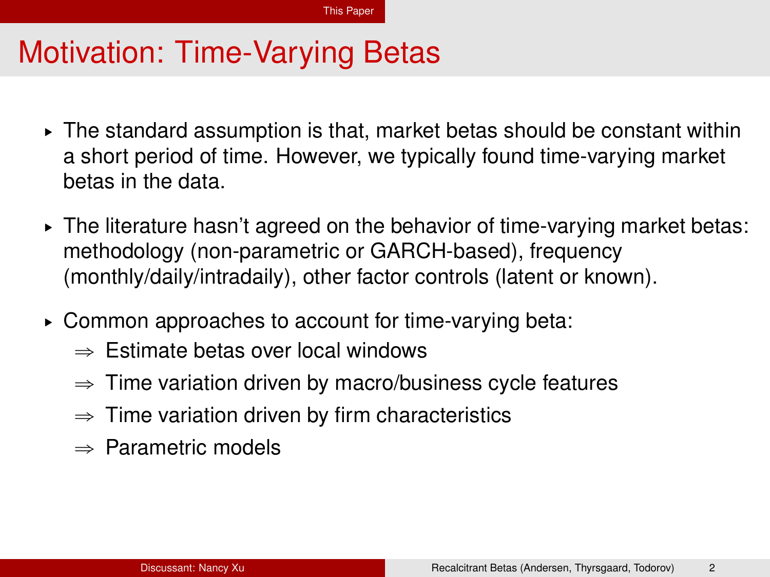# Motivation: Time-Varying Betas

- The standard assumption is that, market betas should be constant within a short period of time. However, we typically found time-varying market betas in the data.
- The literature hasn't agreed on the behavior of time-varying market betas: methodology (non-parametric or GARCH-based), frequency (monthly/daily/intradaily), other factor controls (latent or known).
- Common approaches to account for time-varying beta:
  - ⇒ Estimate betas over local windows
  - ⇒ Time variation driven by macro/business cycle features
  - ⇒ Time variation driven by firm characteristics
  - ⇒ Parametric models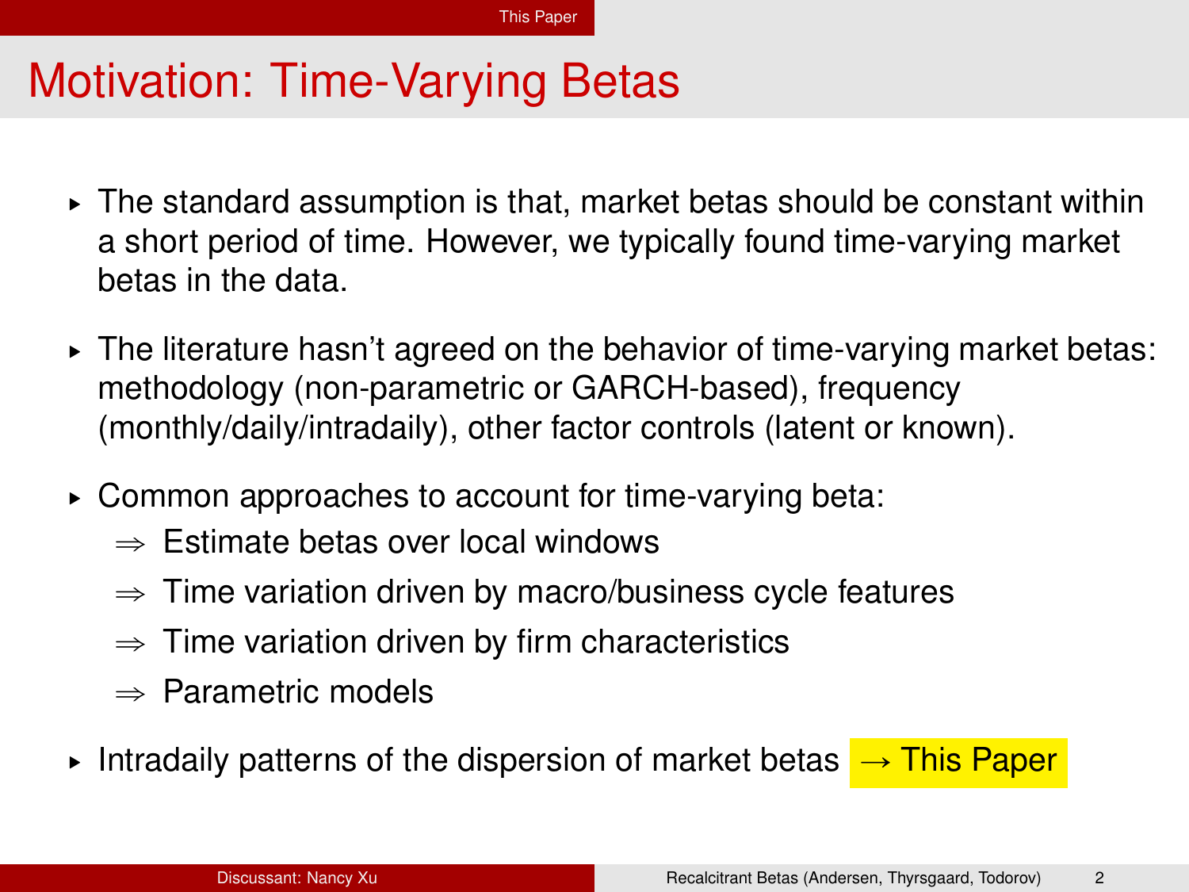# Motivation: Time-Varying Betas

- The standard assumption is that, market betas should be constant within a short period of time. However, we typically found time-varying market betas in the data.
- The literature hasn't agreed on the behavior of time-varying market betas: methodology (non-parametric or GARCH-based), frequency (monthly/daily/intradaily), other factor controls (latent or known).
- Common approaches to account for time-varying beta:
  - ⇒ Estimate betas over local windows
  - ⇒ Time variation driven by macro/business cycle features
  - ⇒ Time variation driven by firm characteristics
  - ⇒ Parametric models
- Intradaily patterns of the dispersion of market betas **→ This Paper**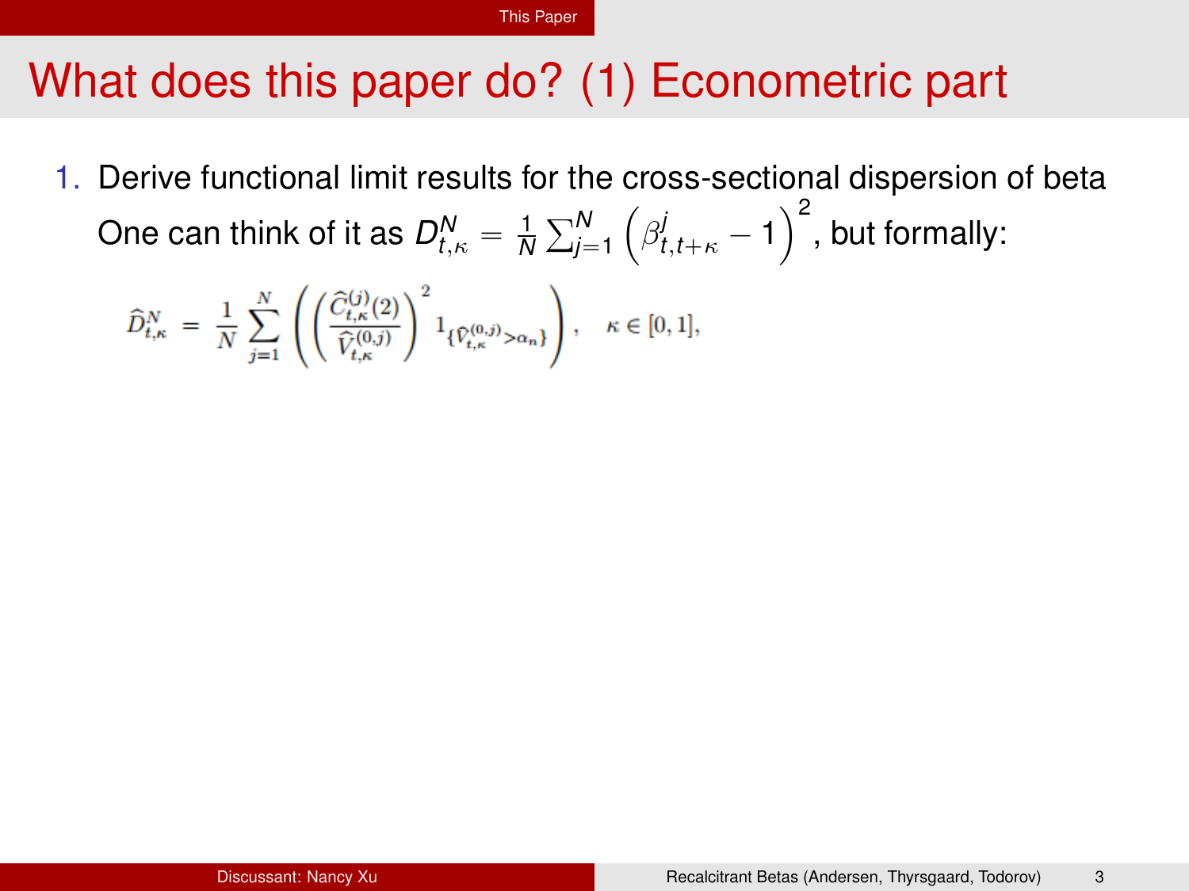# What does this paper do? (1) Econometric part

1. Derive functional limit results for the cross-sectional dispersion of beta

   One can think of it as $D^N_{t,\kappa} = \frac{1}{N}\sum_{j=1}^{N}\left(\beta^j_{t,t+\kappa} - 1\right)^2$, but formally:

$$\widehat{D}^N_{t,\kappa} = \frac{1}{N}\sum_{j=1}^{N}\left(\left(\frac{\widehat{C}^{(j)}_{t,\kappa}(2)}{\widehat{V}^{(0,j)}_{t,\kappa}}\right)^2 1_{\{\widehat{V}^{(0,j)}_{t,\kappa} > \alpha_n\}}\right), \quad \kappa \in [0,1],$$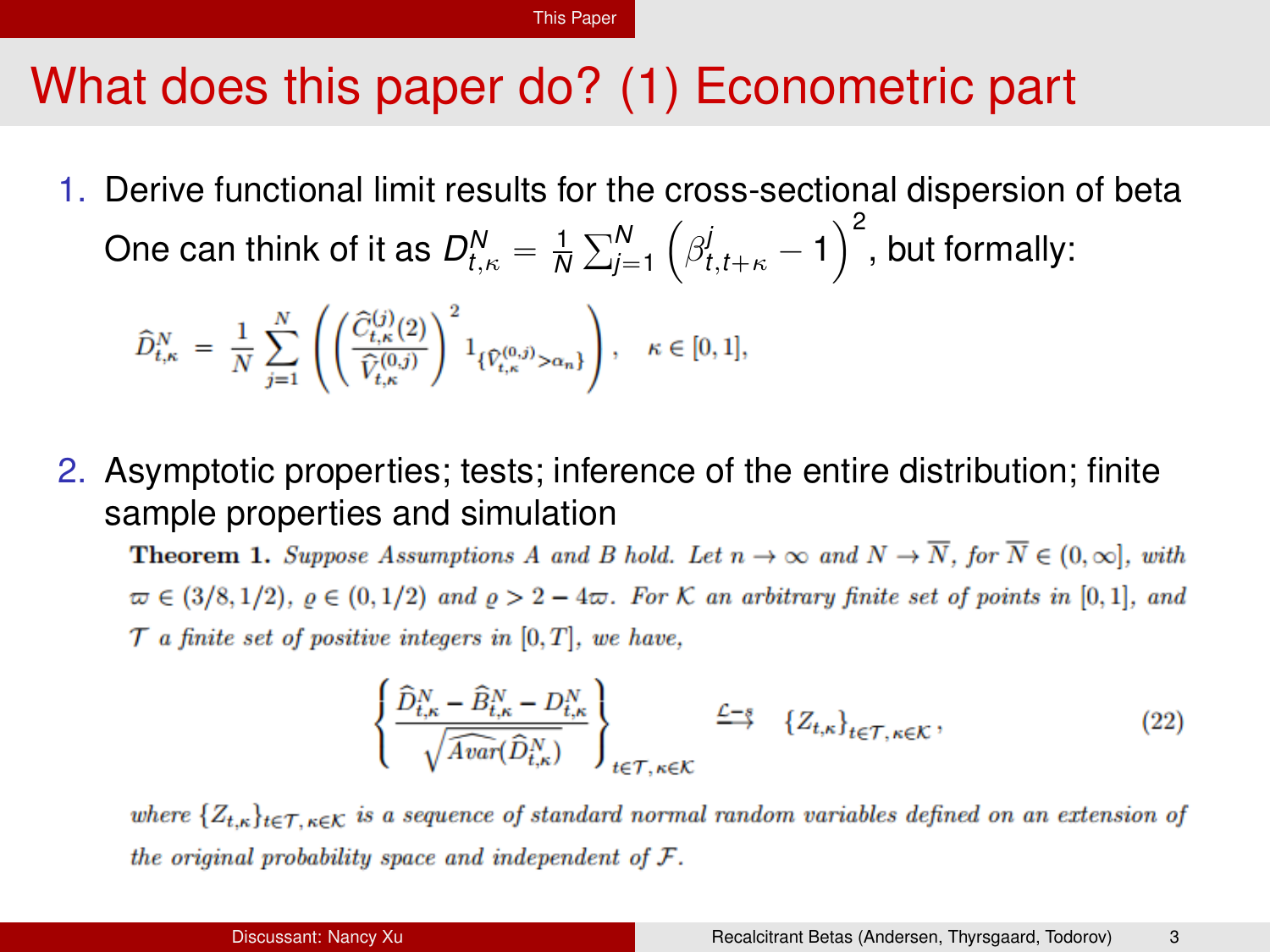# What does this paper do? (1) Econometric part

1. Derive functional limit results for the cross-sectional dispersion of beta

   One can think of it as $D^N_{t,\kappa} = \frac{1}{N}\sum_{j=1}^{N}\left(\beta^j_{t,t+\kappa} - 1\right)^2$, but formally:

$$\widehat{D}^N_{t,\kappa} = \frac{1}{N}\sum_{j=1}^{N}\left(\left(\frac{\widehat{C}^{(j)}_{t,\kappa}(2)}{\widehat{V}^{(0,j)}_{t,\kappa}}\right)^2 1_{\{\widehat{V}^{(0,j)}_{t,\kappa} > \alpha_n\}}\right), \quad \kappa \in [0,1],$$

2. Asymptotic properties; tests; inference of the entire distribution; finite sample properties and simulation

**Theorem 1.** *Suppose Assumptions A and B hold. Let $n \to \infty$ and $N \to \overline{N}$, for $\overline{N} \in (0,\infty]$, with $\varpi \in (3/8, 1/2)$, $\varrho \in (0,1/2)$ and $\varrho > 2 - 4\varpi$. For $\mathcal{K}$ an arbitrary finite set of points in $[0,1]$, and $\mathcal{T}$ a finite set of positive integers in $[0,T]$, we have,*

$$\left\{\frac{\widehat{D}^N_{t,\kappa} - \widehat{B}^N_{t,\kappa} - D^N_{t,\kappa}}{\sqrt{\widehat{Avar}(\widehat{D}^N_{t,\kappa})}}\right\}_{t\in\mathcal{T},\,\kappa\in\mathcal{K}} \xrightarrow{\mathcal{L}-s} \{Z_{t,\kappa}\}_{t\in\mathcal{T},\,\kappa\in\mathcal{K}}, \tag{22}$$

*where $\{Z_{t,\kappa}\}_{t\in\mathcal{T},\,\kappa\in\mathcal{K}}$ is a sequence of standard normal random variables defined on an extension of the original probability space and independent of $\mathcal{F}$.*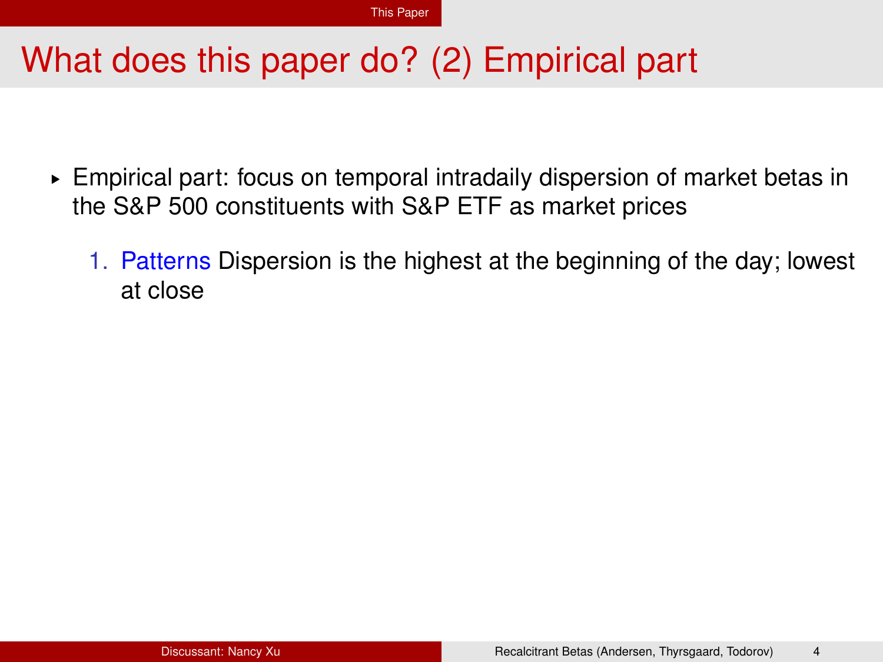# What does this paper do? (2) Empirical part

- Empirical part: focus on temporal intradaily dispersion of market betas in the S&P 500 constituents with S&P ETF as market prices

  1. Patterns Dispersion is the highest at the beginning of the day; lowest at close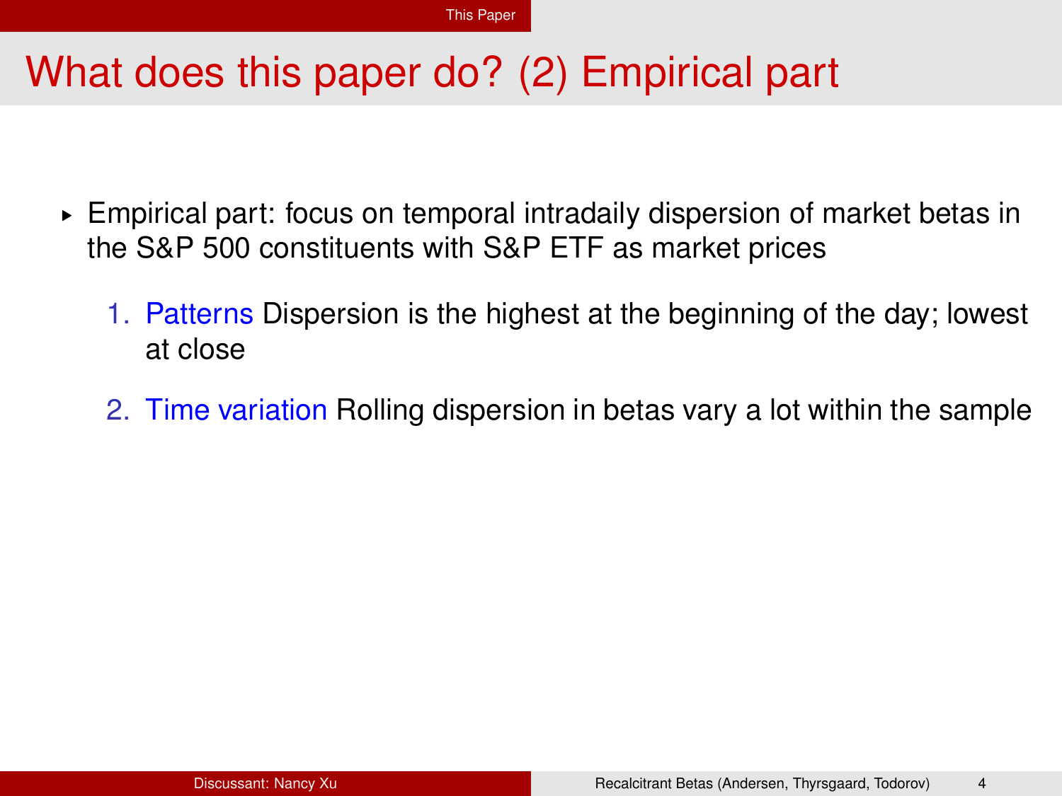# What does this paper do? (2) Empirical part

- Empirical part: focus on temporal intradaily dispersion of market betas in the S&P 500 constituents with S&P ETF as market prices
  1. Patterns Dispersion is the highest at the beginning of the day; lowest at close
  2. Time variation Rolling dispersion in betas vary a lot within the sample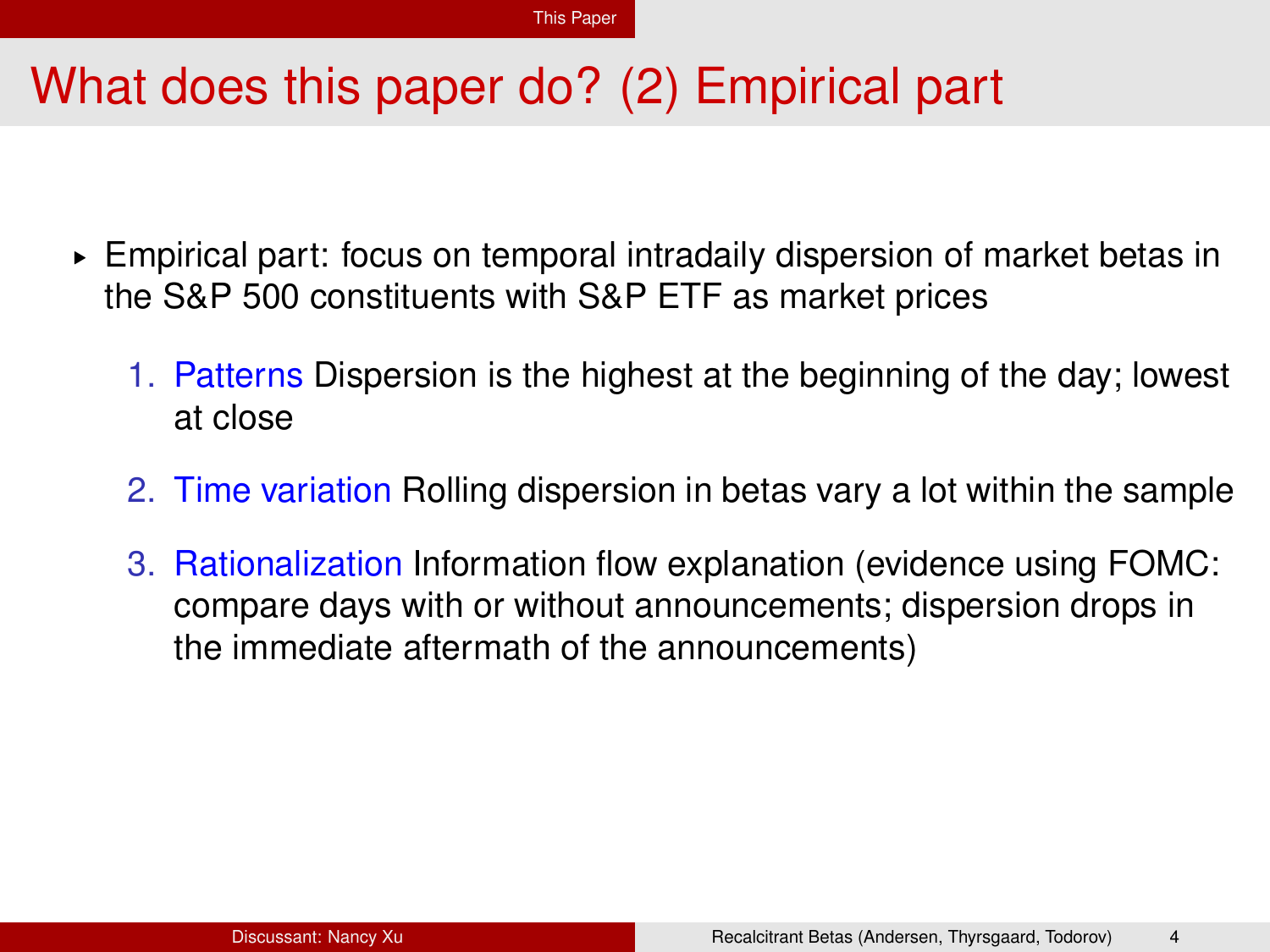# What does this paper do? (2) Empirical part

- Empirical part: focus on temporal intradaily dispersion of market betas in the S&P 500 constituents with S&P ETF as market prices
  1. Patterns Dispersion is the highest at the beginning of the day; lowest at close
  2. Time variation Rolling dispersion in betas vary a lot within the sample
  3. Rationalization Information flow explanation (evidence using FOMC: compare days with or without announcements; dispersion drops in the immediate aftermath of the announcements)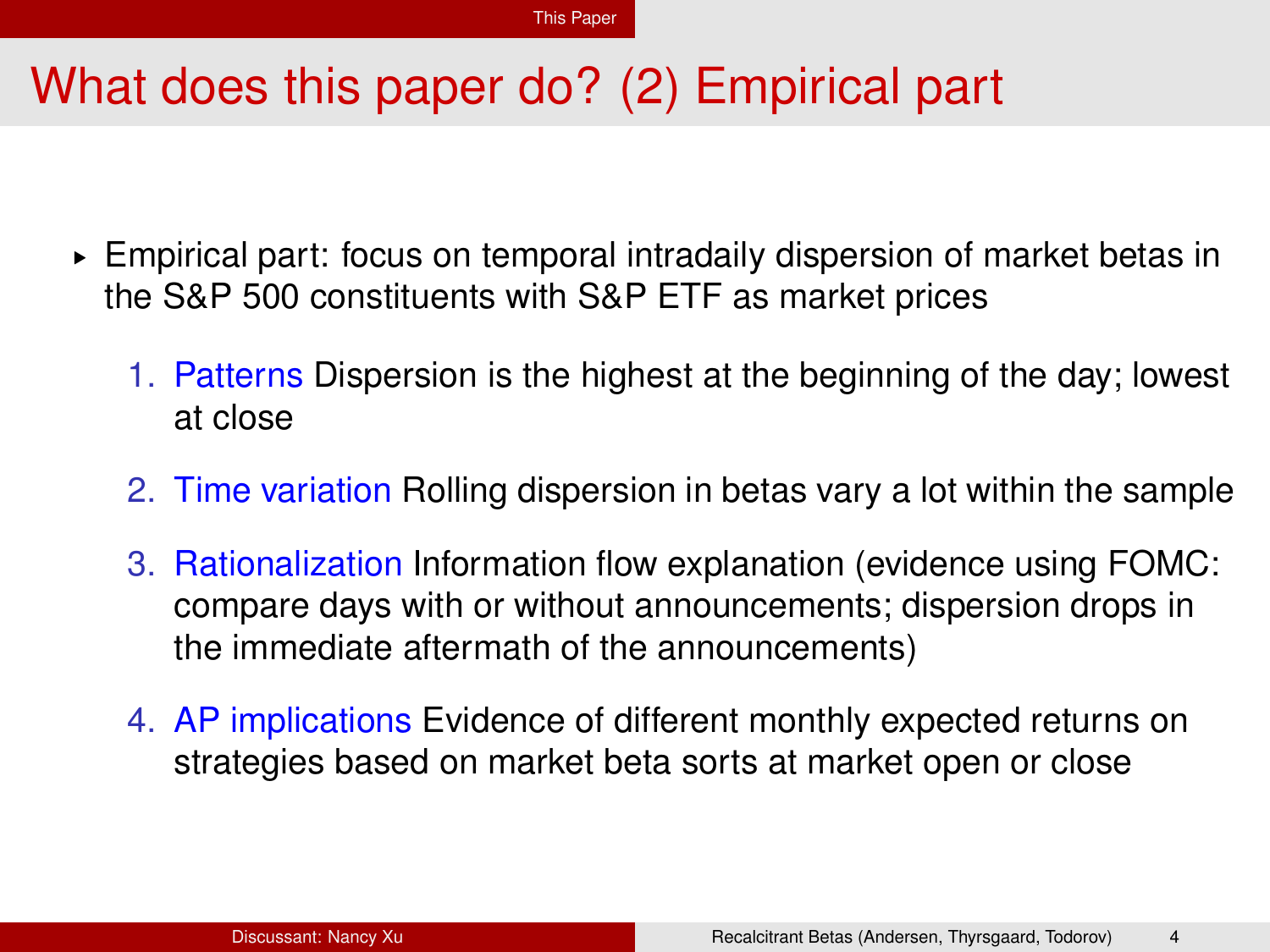# What does this paper do? (2) Empirical part

- Empirical part: focus on temporal intradaily dispersion of market betas in the S&P 500 constituents with S&P ETF as market prices

  1. Patterns Dispersion is the highest at the beginning of the day; lowest at close
  2. Time variation Rolling dispersion in betas vary a lot within the sample
  3. Rationalization Information flow explanation (evidence using FOMC: compare days with or without announcements; dispersion drops in the immediate aftermath of the announcements)
  4. AP implications Evidence of different monthly expected returns on strategies based on market beta sorts at market open or close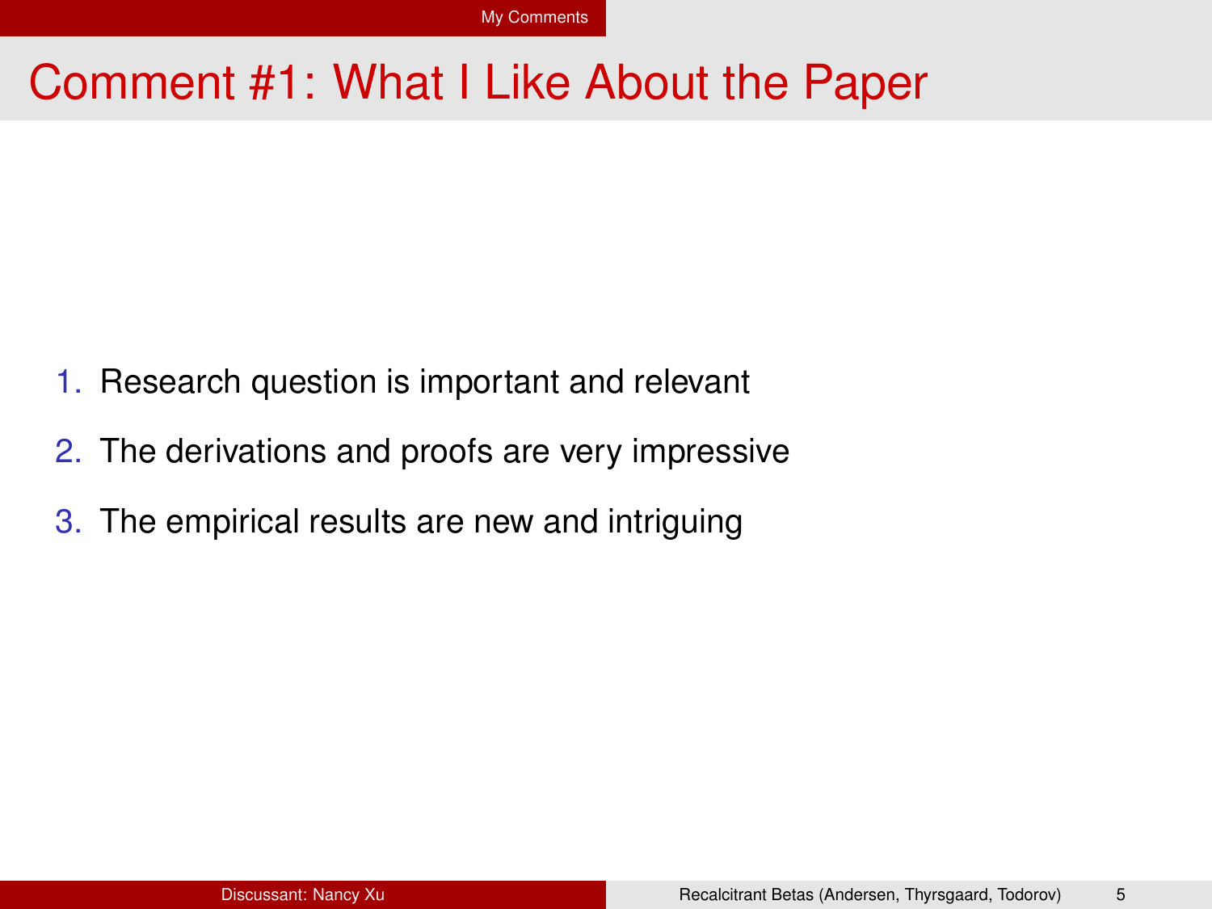# Comment #1: What I Like About the Paper

1. Research question is important and relevant
2. The derivations and proofs are very impressive
3. The empirical results are new and intriguing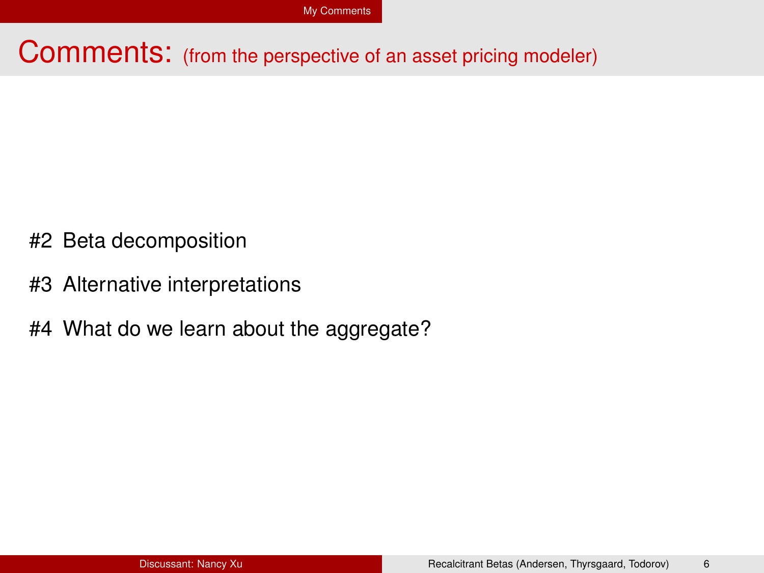# Comments: (from the perspective of an asset pricing modeler)

#2 Beta decomposition

#3 Alternative interpretations

#4 What do we learn about the aggregate?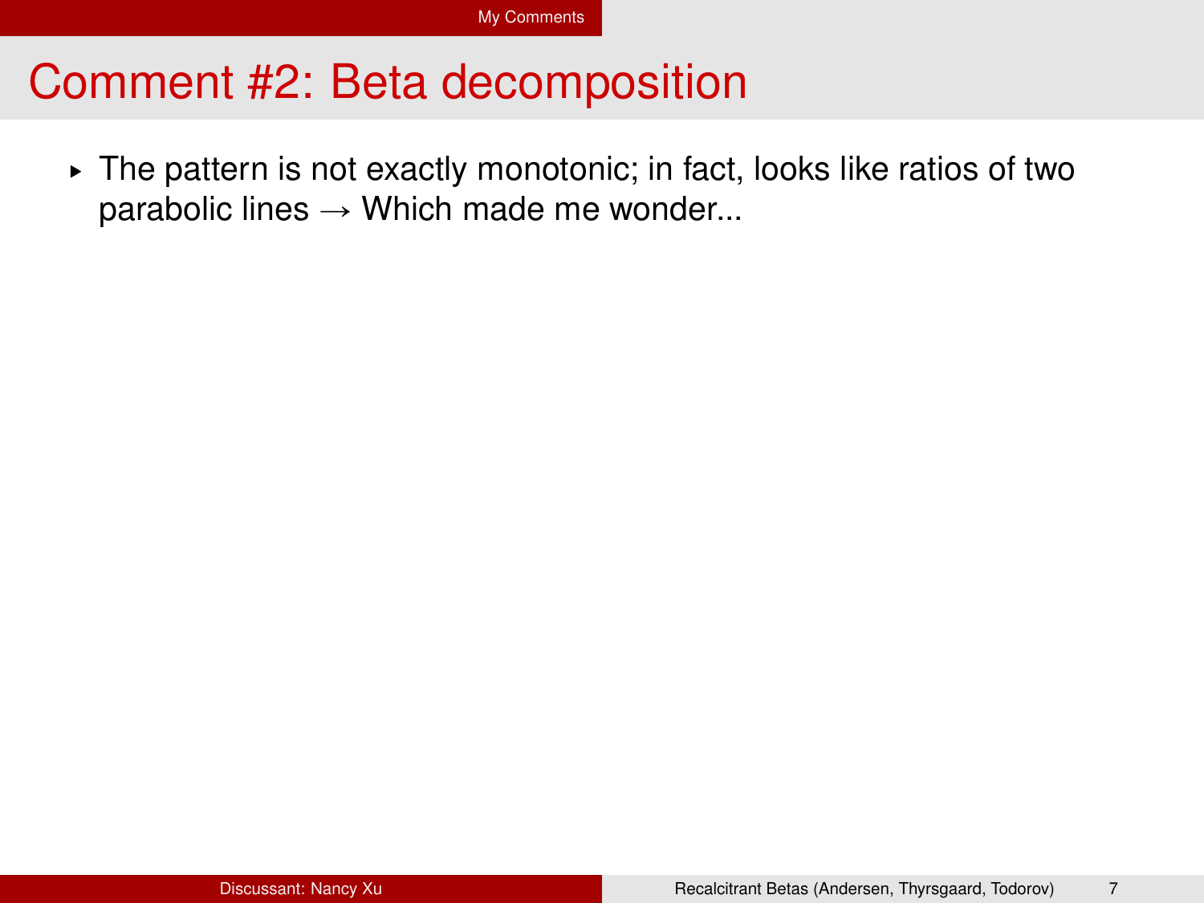# Comment #2: Beta decomposition

- The pattern is not exactly monotonic; in fact, looks like ratios of two parabolic lines → Which made me wonder...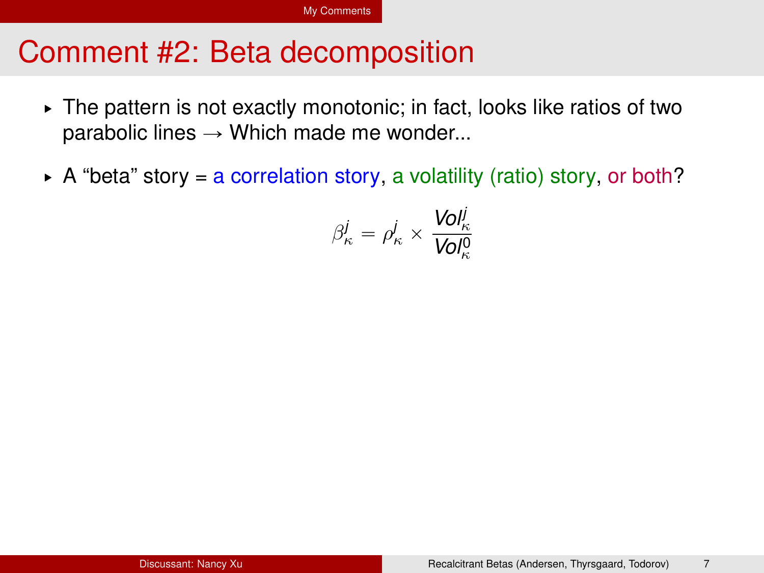# Comment #2: Beta decomposition

- The pattern is not exactly monotonic; in fact, looks like ratios of two parabolic lines → Which made me wonder...
- A "beta" story = a correlation story, a volatility (ratio) story, or both?

$$\beta_\kappa^j = \rho_\kappa^j \times \frac{Vol_\kappa^j}{Vol_\kappa^0}$$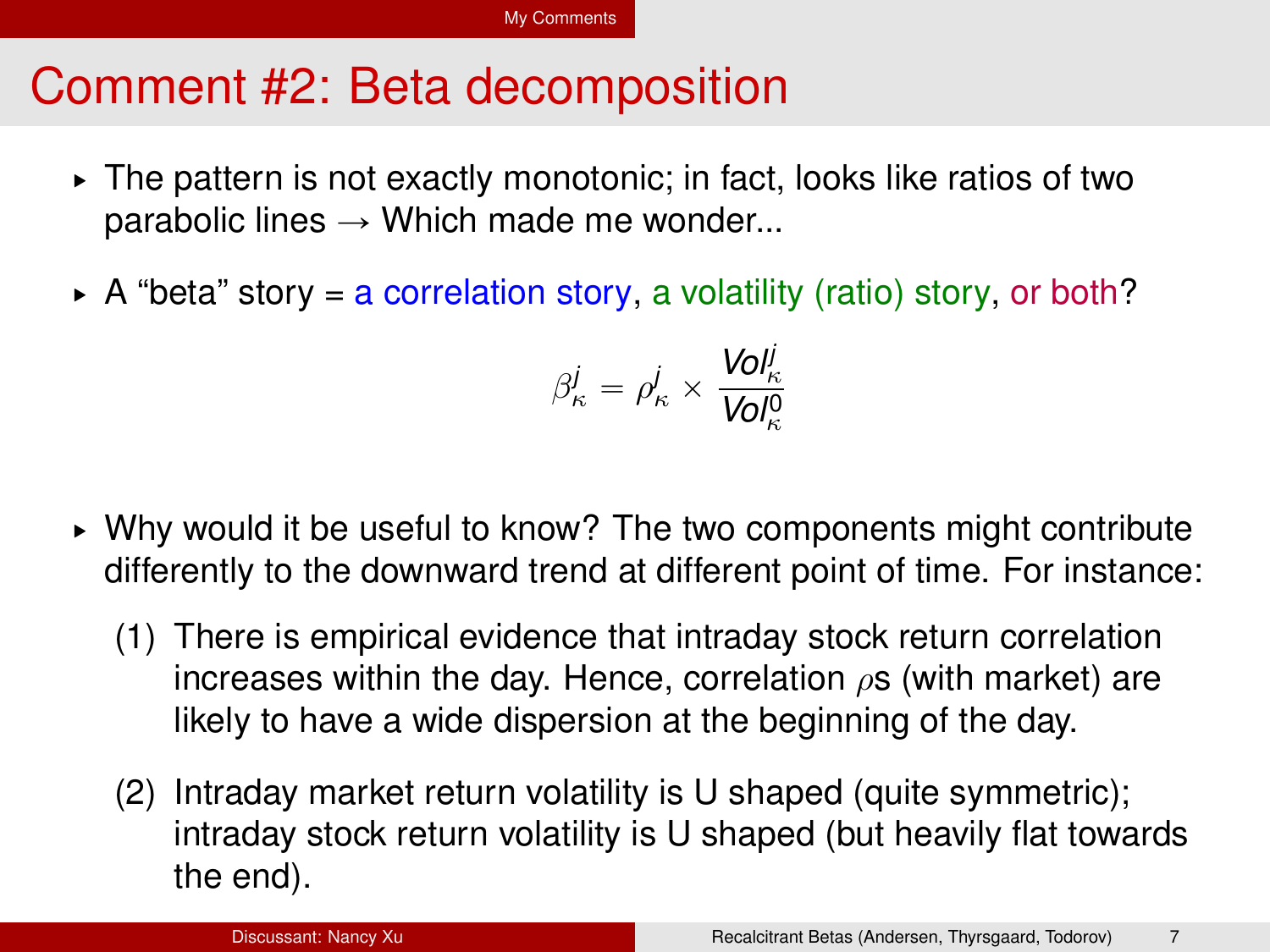# Comment #2: Beta decomposition

- The pattern is not exactly monotonic; in fact, looks like ratios of two parabolic lines → Which made me wonder...
- A "beta" story = a correlation story, a volatility (ratio) story, or both?

$$\beta^j_\kappa = \rho^j_\kappa \times \frac{Vol^j_\kappa}{Vol^0_\kappa}$$

- Why would it be useful to know? The two components might contribute differently to the downward trend at different point of time. For instance:
  1. There is empirical evidence that intraday stock return correlation increases within the day. Hence, correlation $\rho$s (with market) are likely to have a wide dispersion at the beginning of the day.
  2. Intraday market return volatility is U shaped (quite symmetric); intraday stock return volatility is U shaped (but heavily flat towards the end).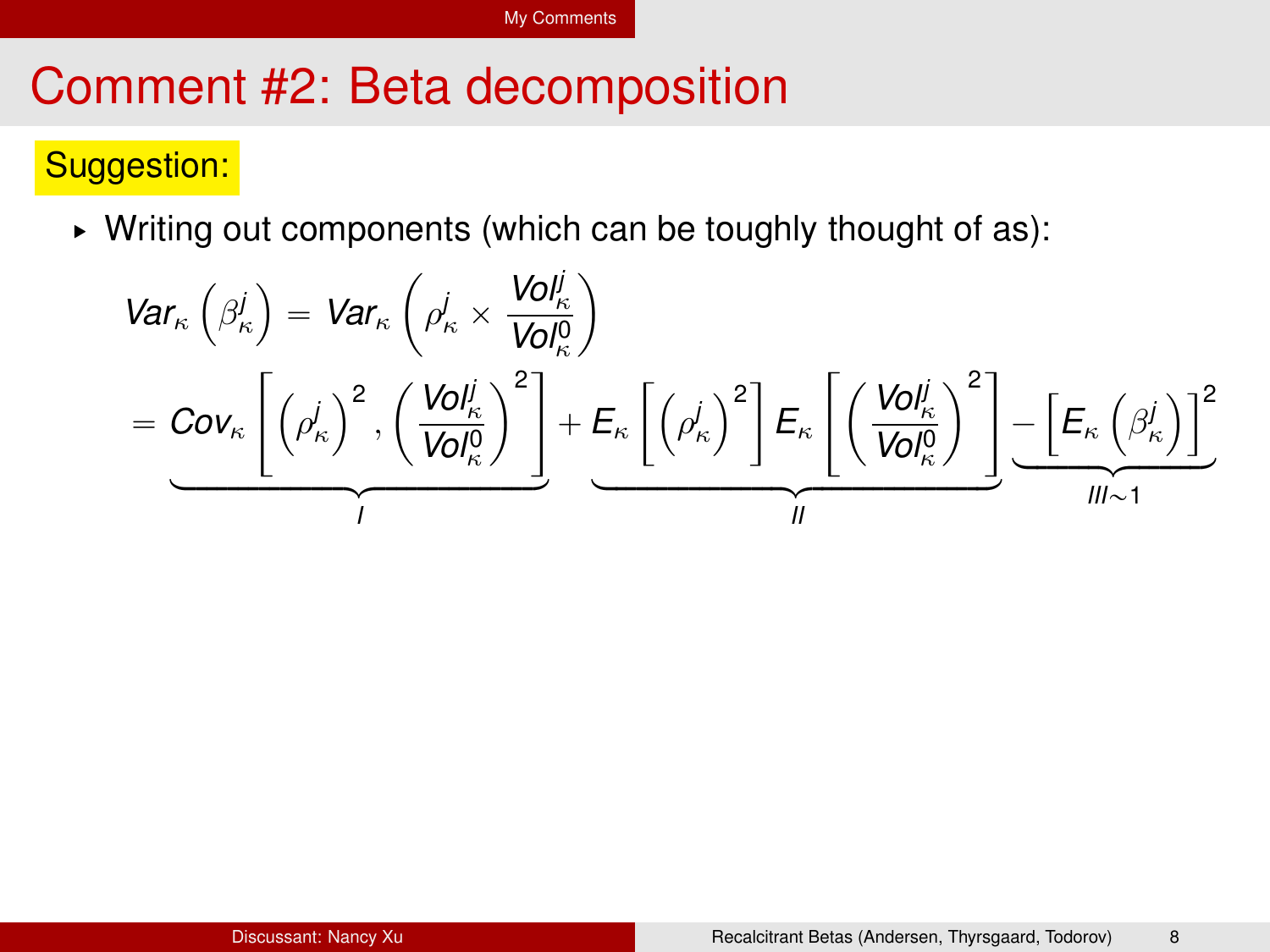# Comment #2: Beta decomposition

**Suggestion:**

- Writing out components (which can be toughly thought of as):

$$
Var_\kappa\left(\beta^j_\kappa\right) = Var_\kappa\left(\rho^j_\kappa \times \frac{Vol^j_\kappa}{Vol^0_\kappa}\right)
$$

$$
= \underbrace{Cov_\kappa\left[\left(\rho^j_\kappa\right)^2, \left(\frac{Vol^j_\kappa}{Vol^0_\kappa}\right)^2\right]}_{I} + \underbrace{E_\kappa\left[\left(\rho^j_\kappa\right)^2\right] E_\kappa\left[\left(\frac{Vol^j_\kappa}{Vol^0_\kappa}\right)^2\right]}_{II} \underbrace{-\left[E_\kappa\left(\beta^j_\kappa\right)\right]^2}_{III \sim 1}
$$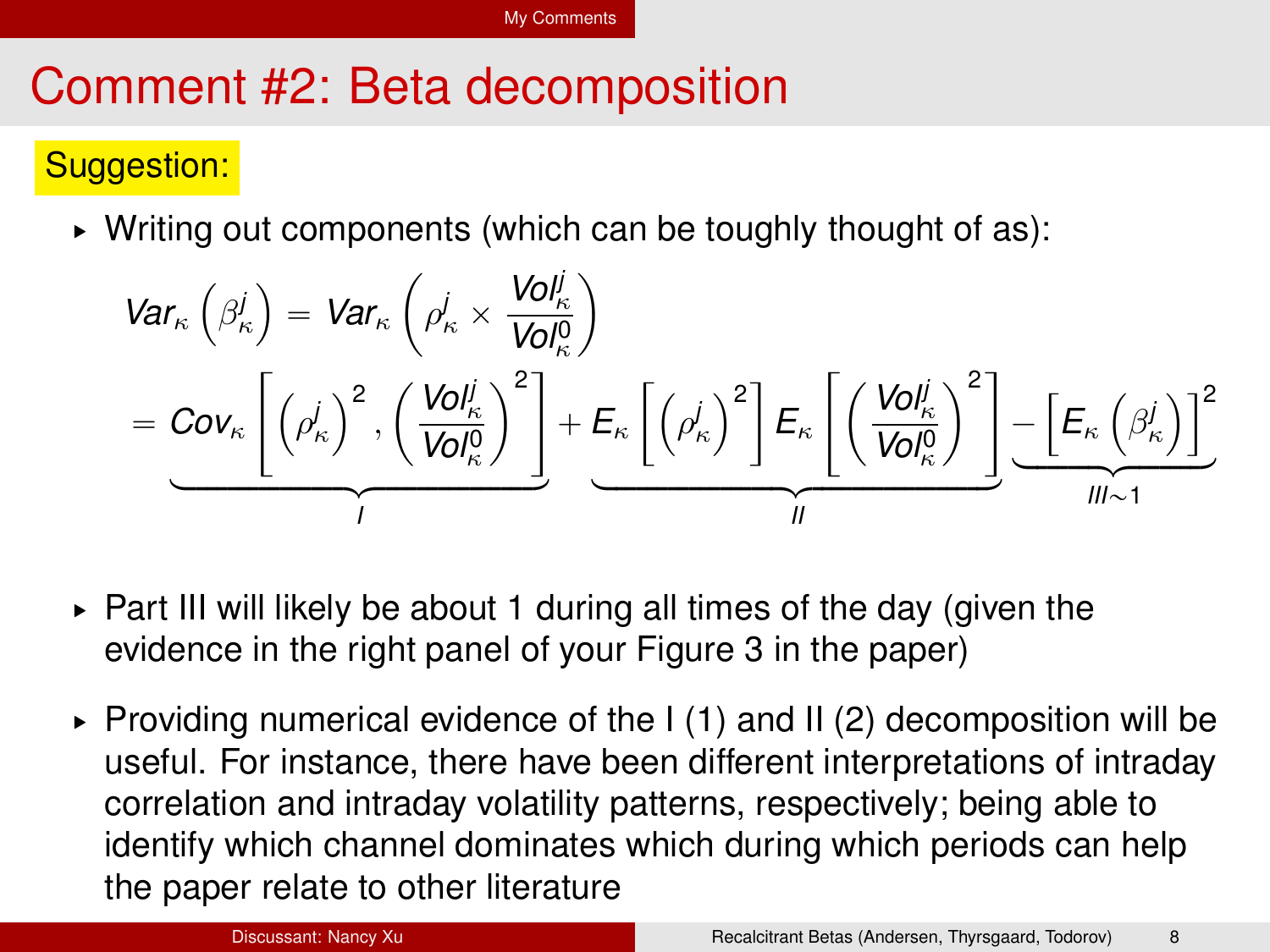# Comment #2: Beta decomposition

Suggestion:

- Writing out components (which can be toughly thought of as):

$$
Var_\kappa\left(\beta^j_\kappa\right) = Var_\kappa\left(\rho^j_\kappa \times \frac{Vol^j_\kappa}{Vol^0_\kappa}\right)
$$

$$
= \underbrace{Cov_\kappa\left[\left(\rho^j_\kappa\right)^2, \left(\frac{Vol^j_\kappa}{Vol^0_\kappa}\right)^2\right]}_{I} + \underbrace{E_\kappa\left[\left(\rho^j_\kappa\right)^2\right] E_\kappa\left[\left(\frac{Vol^j_\kappa}{Vol^0_\kappa}\right)^2\right]}_{II} \underbrace{-\left[E_\kappa\left(\beta^j_\kappa\right)\right]^2}_{III \sim 1}
$$

- Part III will likely be about 1 during all times of the day (given the evidence in the right panel of your Figure 3 in the paper)
- Providing numerical evidence of the I (1) and II (2) decomposition will be useful. For instance, there have been different interpretations of intraday correlation and intraday volatility patterns, respectively; being able to identify which channel dominates which during which periods can help the paper relate to other literature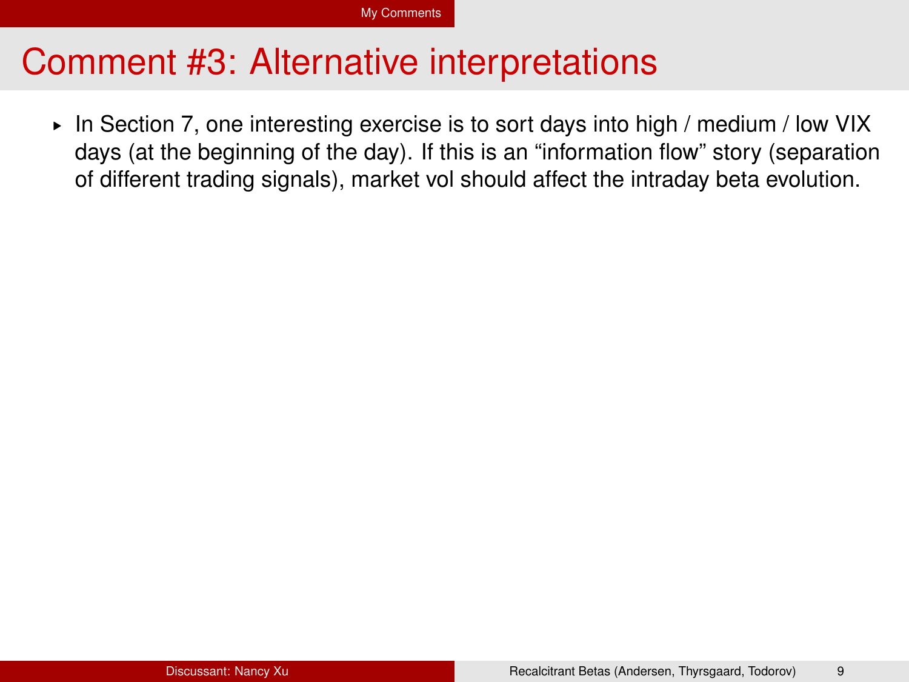# Comment #3: Alternative interpretations

- In Section 7, one interesting exercise is to sort days into high / medium / low VIX days (at the beginning of the day). If this is an “information flow” story (separation of different trading signals), market vol should affect the intraday beta evolution.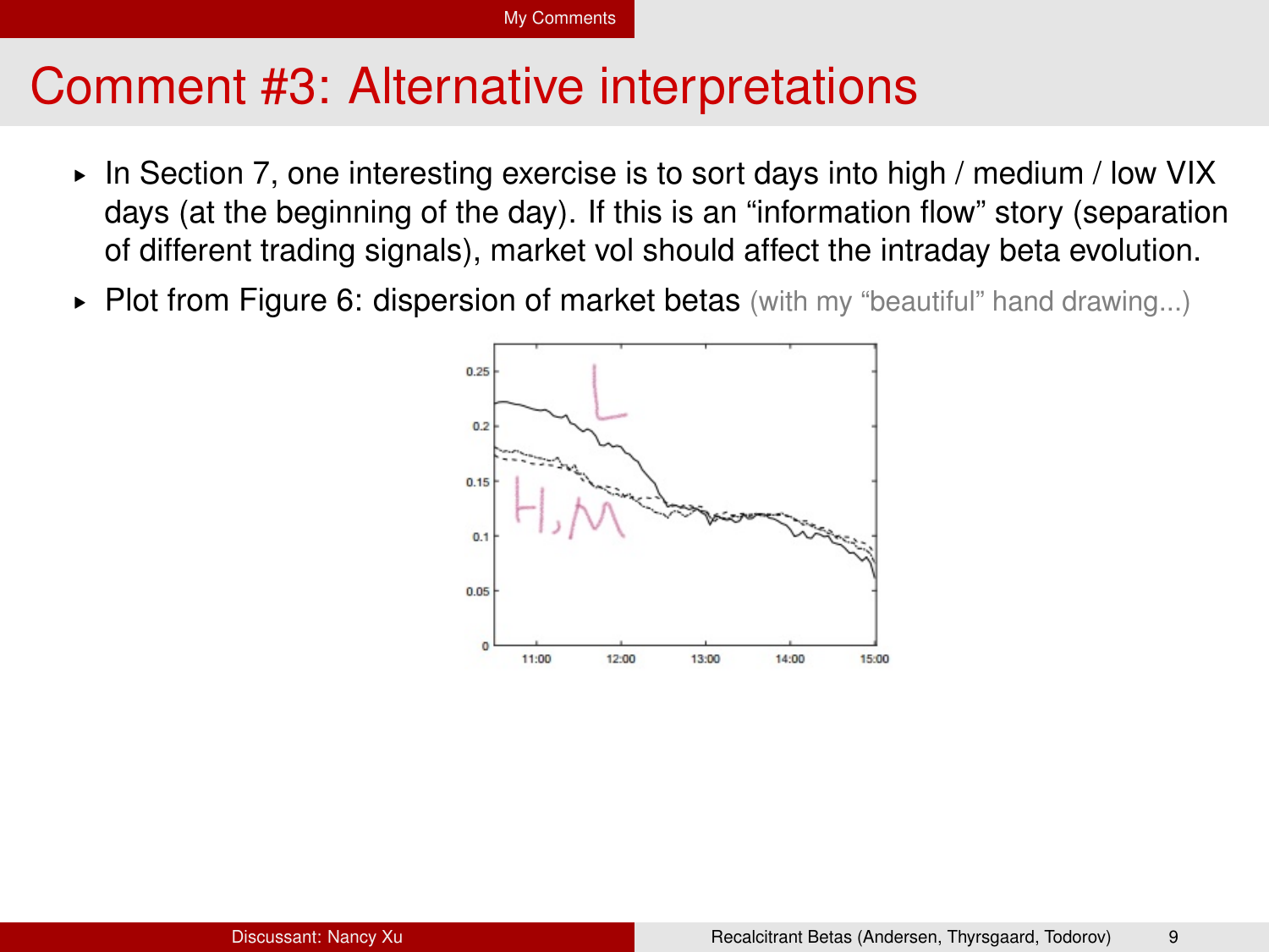# Comment #3: Alternative interpretations

- In Section 7, one interesting exercise is to sort days into high / medium / low VIX days (at the beginning of the day). If this is an "information flow" story (separation of different trading signals), market vol should affect the intraday beta evolution.
- Plot from Figure 6: dispersion of market betas (with my "beautiful" hand drawing...)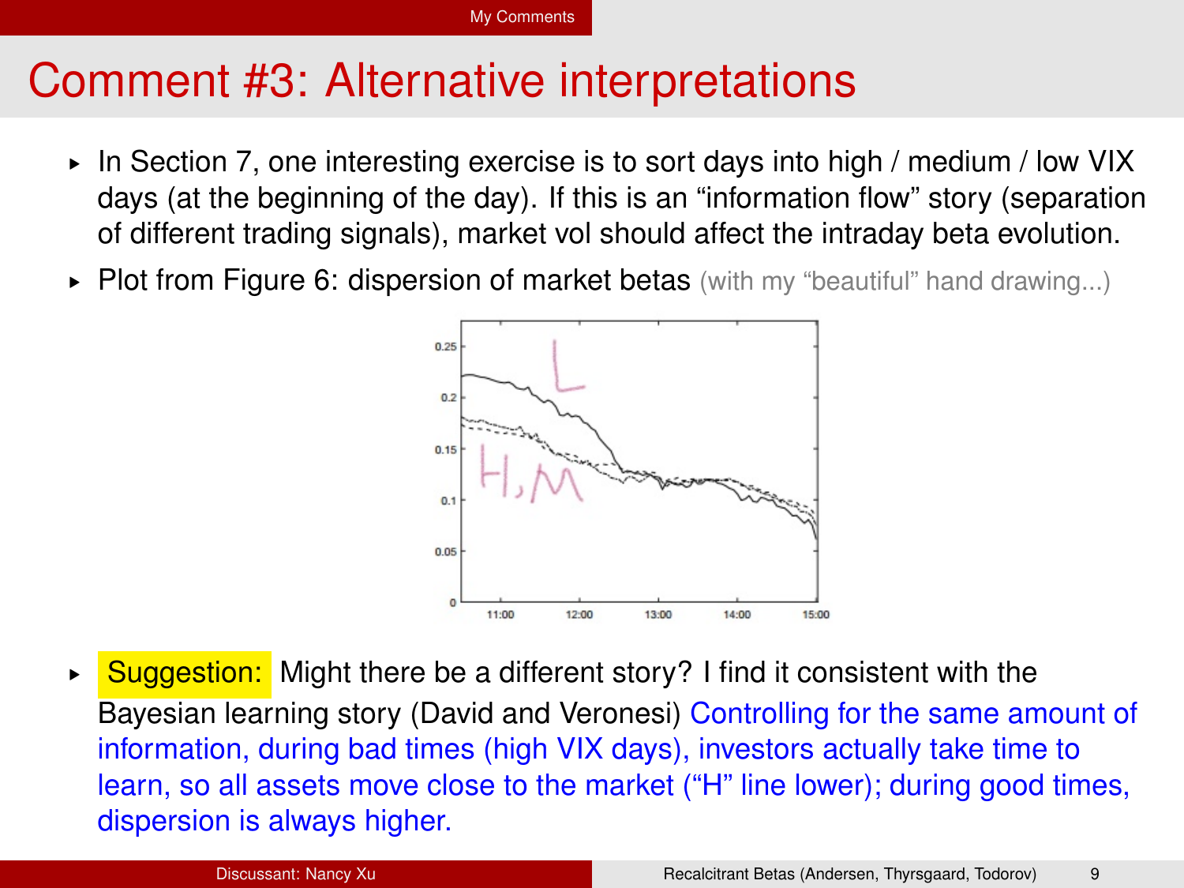# Comment #3: Alternative interpretations

- In Section 7, one interesting exercise is to sort days into high / medium / low VIX days (at the beginning of the day). If this is an "information flow" story (separation of different trading signals), market vol should affect the intraday beta evolution.
- Plot from Figure 6: dispersion of market betas (with my "beautiful" hand drawing...)

- **Suggestion:** Might there be a different story? I find it consistent with the Bayesian learning story (David and Veronesi) Controlling for the same amount of information, during bad times (high VIX days), investors actually take time to learn, so all assets move close to the market ("H" line lower); during good times, dispersion is always higher.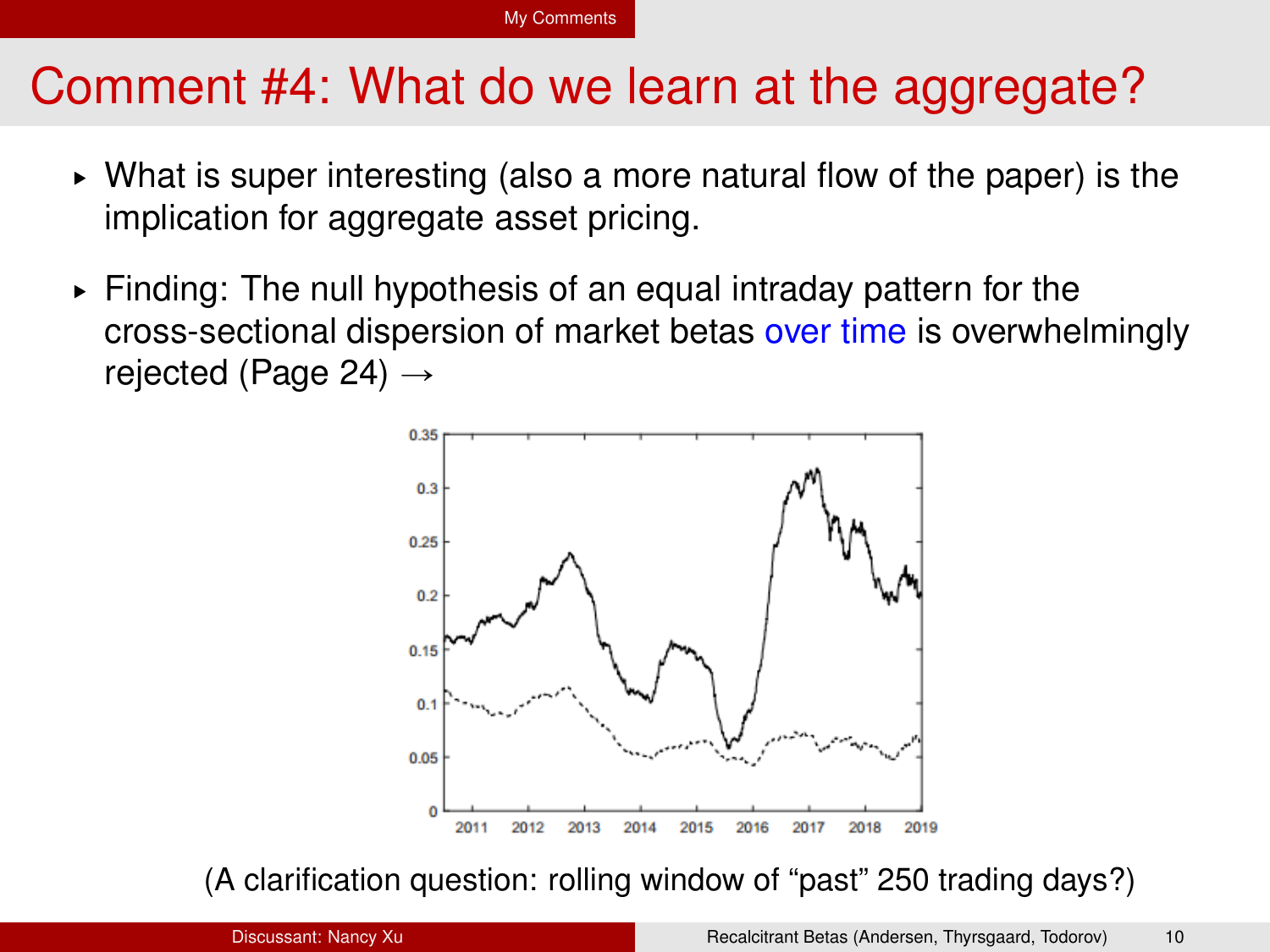# Comment #4: What do we learn at the aggregate?

- What is super interesting (also a more natural flow of the paper) is the implication for aggregate asset pricing.
- Finding: The null hypothesis of an equal intraday pattern for the cross-sectional dispersion of market betas over time is overwhelmingly rejected (Page 24) →

(A clarification question: rolling window of “past” 250 trading days?)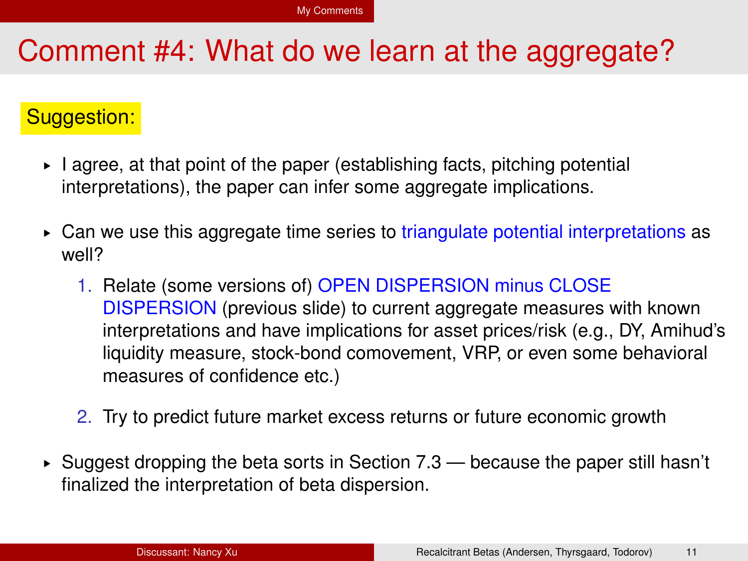# Comment #4: What do we learn at the aggregate?

**Suggestion:**

- I agree, at that point of the paper (establishing facts, pitching potential interpretations), the paper can infer some aggregate implications.
- Can we use this aggregate time series to triangulate potential interpretations as well?
  1. Relate (some versions of) OPEN DISPERSION minus CLOSE DISPERSION (previous slide) to current aggregate measures with known interpretations and have implications for asset prices/risk (e.g., DY, Amihud's liquidity measure, stock-bond comovement, VRP, or even some behavioral measures of confidence etc.)
  2. Try to predict future market excess returns or future economic growth
- Suggest dropping the beta sorts in Section 7.3 — because the paper still hasn't finalized the interpretation of beta dispersion.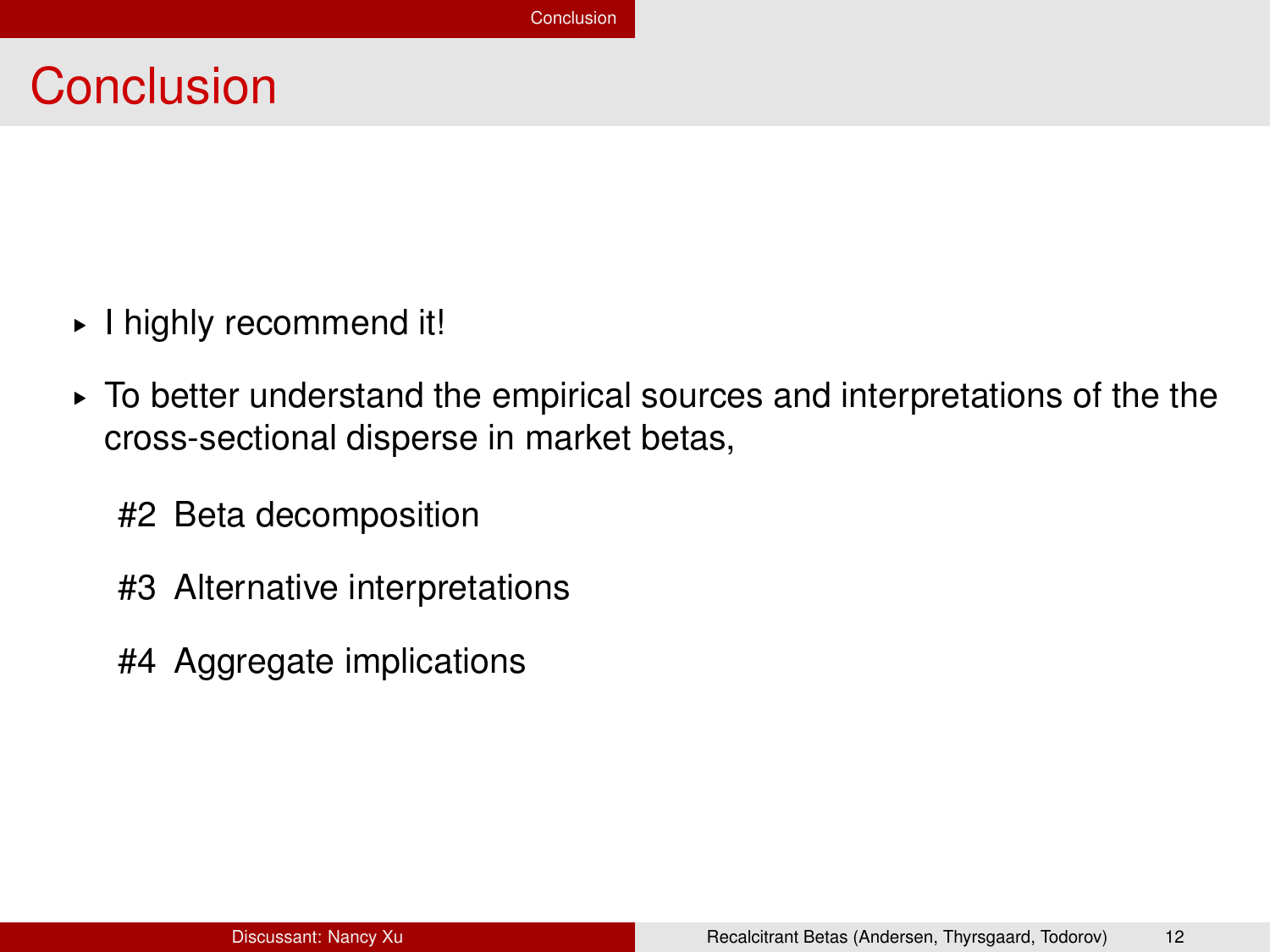# Conclusion

- I highly recommend it!
- To better understand the empirical sources and interpretations of the the cross-sectional disperse in market betas,

  #2 Beta decomposition

  #3 Alternative interpretations

  #4 Aggregate implications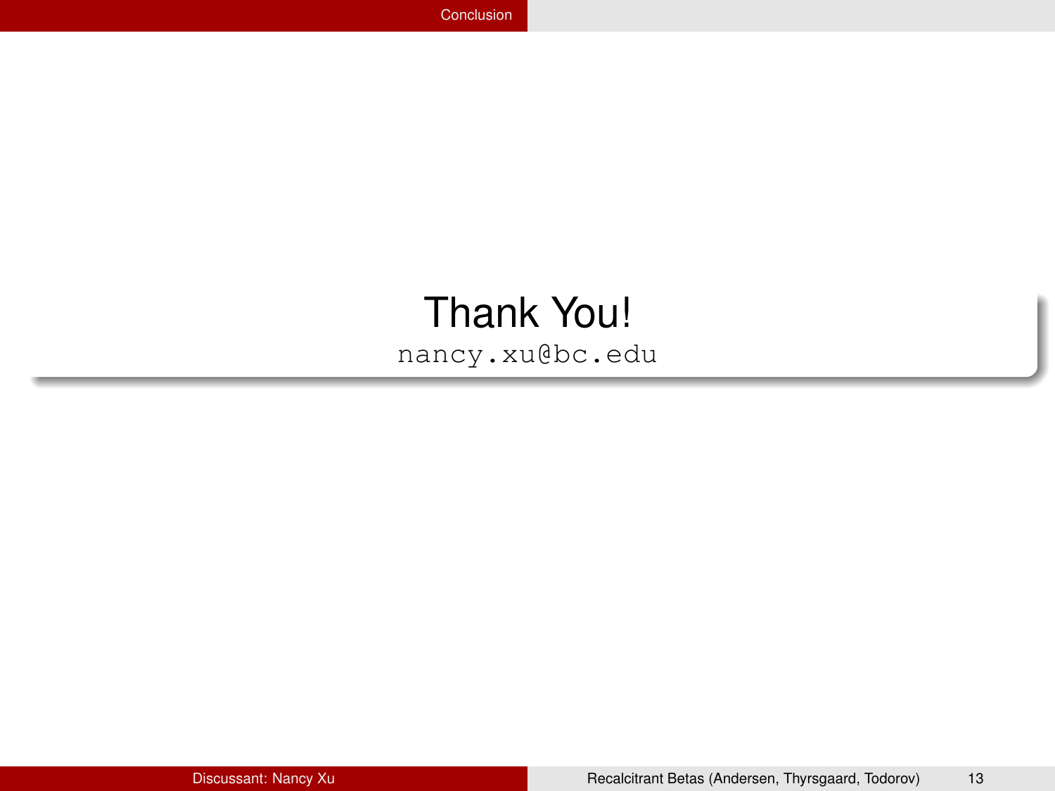# Thank You!

nancy.xu@bc.edu